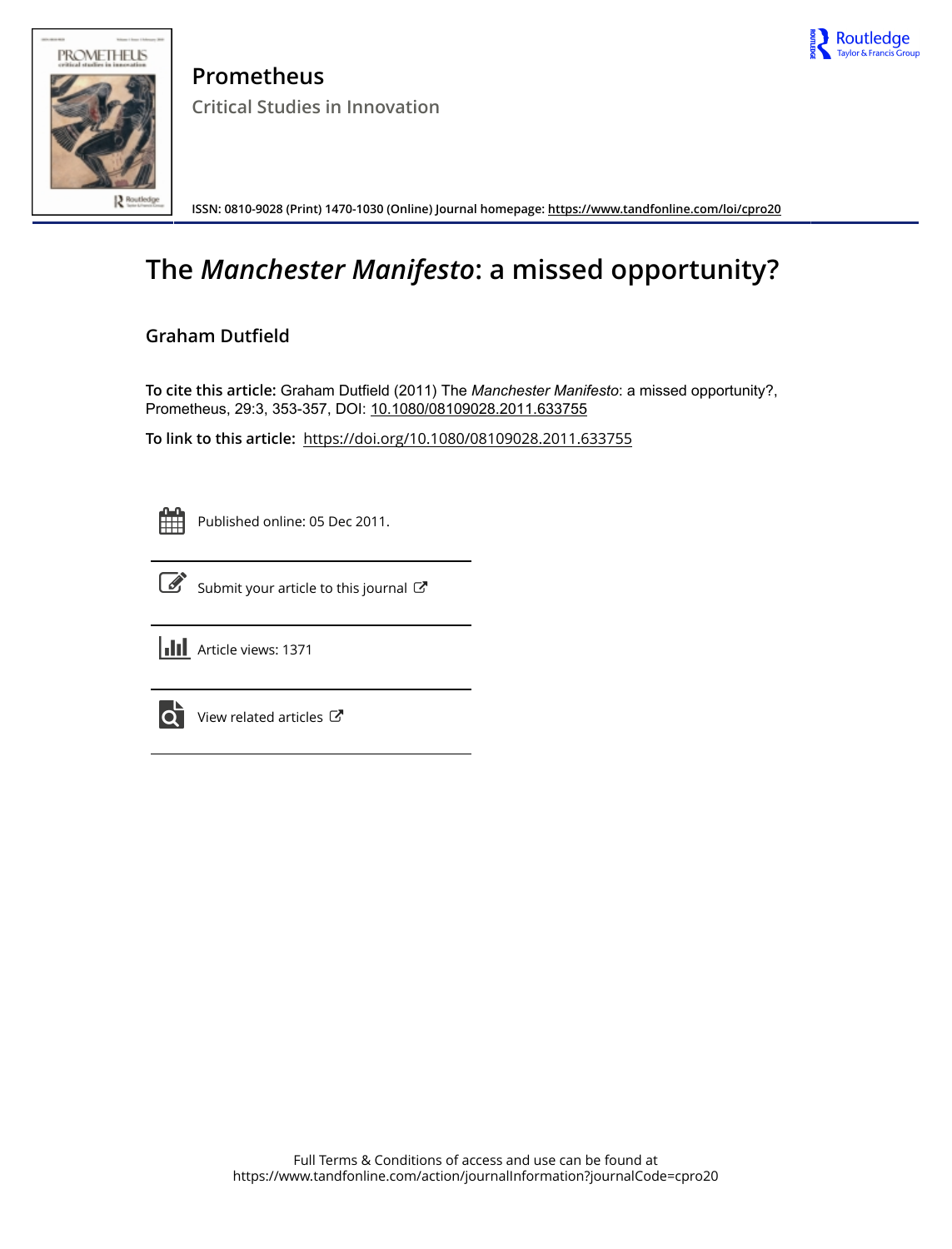# Prometheus

## Critical Studies in Innovation

ISSN: 0810-9028 (Print) 1470-1030 (Online) Journal homepage: https://www.tandfonline.com/loi/cpro20

# The *Manchester Manifesto*: a missed opportunity?

## Graham Dutfield

**To cite this article:** Graham Dutfield (2011) The *Manchester Manifesto*: a missed opportunity?, Prometheus, 29:3, 353-357, DOI: 10.1080/08109028.2011.633755

**To link to this article:** https://doi.org/10.1080/08109028.2011.633755

Published online: 05 Dec 2011.

Submit your article to this journal

Article views: 1371

View related articles

Full Terms & Conditions of access and use can be found at
https://www.tandfonline.com/action/journalInformation?journalCode=cpro20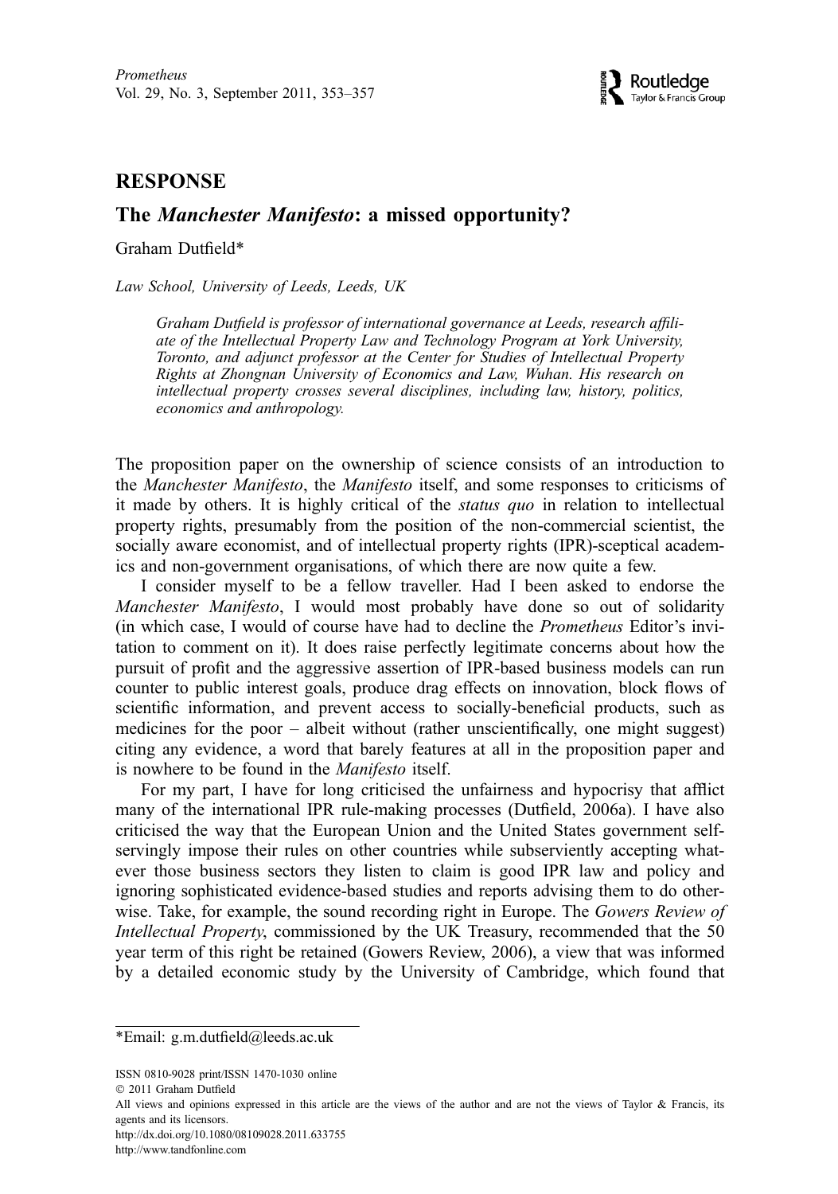# RESPONSE

## The *Manchester Manifesto*: a missed opportunity?

Graham Dutfield*

*Law School, University of Leeds, Leeds, UK*

*Graham Dutfield is professor of international governance at Leeds, research affiliate of the Intellectual Property Law and Technology Program at York University, Toronto, and adjunct professor at the Center for Studies of Intellectual Property Rights at Zhongnan University of Economics and Law, Wuhan. His research on intellectual property crosses several disciplines, including law, history, politics, economics and anthropology.*

The proposition paper on the ownership of science consists of an introduction to the *Manchester Manifesto*, the *Manifesto* itself, and some responses to criticisms of it made by others. It is highly critical of the *status quo* in relation to intellectual property rights, presumably from the position of the non-commercial scientist, the socially aware economist, and of intellectual property rights (IPR)-sceptical academics and non-government organisations, of which there are now quite a few.

I consider myself to be a fellow traveller. Had I been asked to endorse the *Manchester Manifesto*, I would most probably have done so out of solidarity (in which case, I would of course have had to decline the *Prometheus* Editor's invitation to comment on it). It does raise perfectly legitimate concerns about how the pursuit of profit and the aggressive assertion of IPR-based business models can run counter to public interest goals, produce drag effects on innovation, block flows of scientific information, and prevent access to socially-beneficial products, such as medicines for the poor – albeit without (rather unscientifically, one might suggest) citing any evidence, a word that barely features at all in the proposition paper and is nowhere to be found in the *Manifesto* itself.

For my part, I have for long criticised the unfairness and hypocrisy that afflict many of the international IPR rule-making processes (Dutfield, 2006a). I have also criticised the way that the European Union and the United States government self-servingly impose their rules on other countries while subserviently accepting whatever those business sectors they listen to claim is good IPR law and policy and ignoring sophisticated evidence-based studies and reports advising them to do otherwise. Take, for example, the sound recording right in Europe. The *Gowers Review of Intellectual Property*, commissioned by the UK Treasury, recommended that the 50 year term of this right be retained (Gowers Review, 2006), a view that was informed by a detailed economic study by the University of Cambridge, which found that

*Email: g.m.dutfield@leeds.ac.uk

ISSN 0810-9028 print/ISSN 1470-1030 online
© 2011 Graham Dutfield
All views and opinions expressed in this article are the views of the author and are not the views of Taylor & Francis, its agents and its licensors.
http://dx.doi.org/10.1080/08109028.2011.633755
http://www.tandfonline.com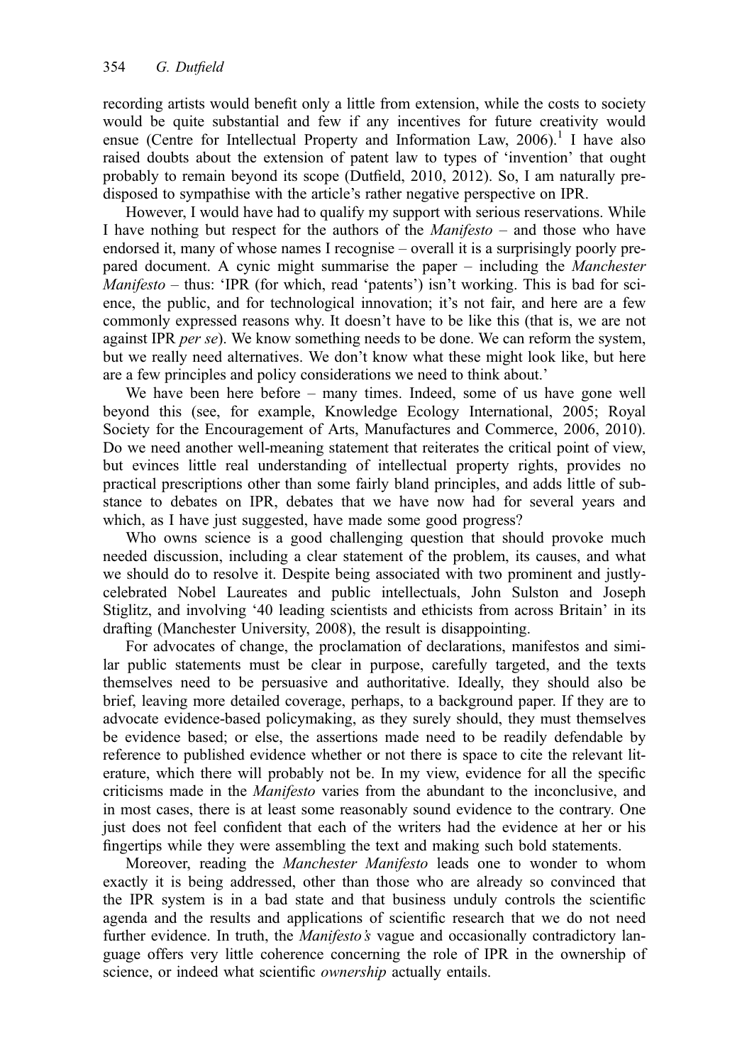recording artists would benefit only a little from extension, while the costs to society would be quite substantial and few if any incentives for future creativity would ensue (Centre for Intellectual Property and Information Law, 2006).[1] I have also raised doubts about the extension of patent law to types of 'invention' that ought probably to remain beyond its scope (Dutfield, 2010, 2012). So, I am naturally predisposed to sympathise with the article's rather negative perspective on IPR.

However, I would have had to qualify my support with serious reservations. While I have nothing but respect for the authors of the *Manifesto* – and those who have endorsed it, many of whose names I recognise – overall it is a surprisingly poorly prepared document. A cynic might summarise the paper – including the *Manchester Manifesto* – thus: 'IPR (for which, read 'patents') isn't working. This is bad for science, the public, and for technological innovation; it's not fair, and here are a few commonly expressed reasons why. It doesn't have to be like this (that is, we are not against IPR *per se*). We know something needs to be done. We can reform the system, but we really need alternatives. We don't know what these might look like, but here are a few principles and policy considerations we need to think about.'

We have been here before – many times. Indeed, some of us have gone well beyond this (see, for example, Knowledge Ecology International, 2005; Royal Society for the Encouragement of Arts, Manufactures and Commerce, 2006, 2010). Do we need another well-meaning statement that reiterates the critical point of view, but evinces little real understanding of intellectual property rights, provides no practical prescriptions other than some fairly bland principles, and adds little of substance to debates on IPR, debates that we have now had for several years and which, as I have just suggested, have made some good progress?

Who owns science is a good challenging question that should provoke much needed discussion, including a clear statement of the problem, its causes, and what we should do to resolve it. Despite being associated with two prominent and justly-celebrated Nobel Laureates and public intellectuals, John Sulston and Joseph Stiglitz, and involving '40 leading scientists and ethicists from across Britain' in its drafting (Manchester University, 2008), the result is disappointing.

For advocates of change, the proclamation of declarations, manifestos and similar public statements must be clear in purpose, carefully targeted, and the texts themselves need to be persuasive and authoritative. Ideally, they should also be brief, leaving more detailed coverage, perhaps, to a background paper. If they are to advocate evidence-based policymaking, as they surely should, they must themselves be evidence based; or else, the assertions made need to be readily defendable by reference to published evidence whether or not there is space to cite the relevant literature, which there will probably not be. In my view, evidence for all the specific criticisms made in the *Manifesto* varies from the abundant to the inconclusive, and in most cases, there is at least some reasonably sound evidence to the contrary. One just does not feel confident that each of the writers had the evidence at her or his fingertips while they were assembling the text and making such bold statements.

Moreover, reading the *Manchester Manifesto* leads one to wonder to whom exactly it is being addressed, other than those who are already so convinced that the IPR system is in a bad state and that business unduly controls the scientific agenda and the results and applications of scientific research that we do not need further evidence. In truth, the *Manifesto's* vague and occasionally contradictory language offers very little coherence concerning the role of IPR in the ownership of science, or indeed what scientific *ownership* actually entails.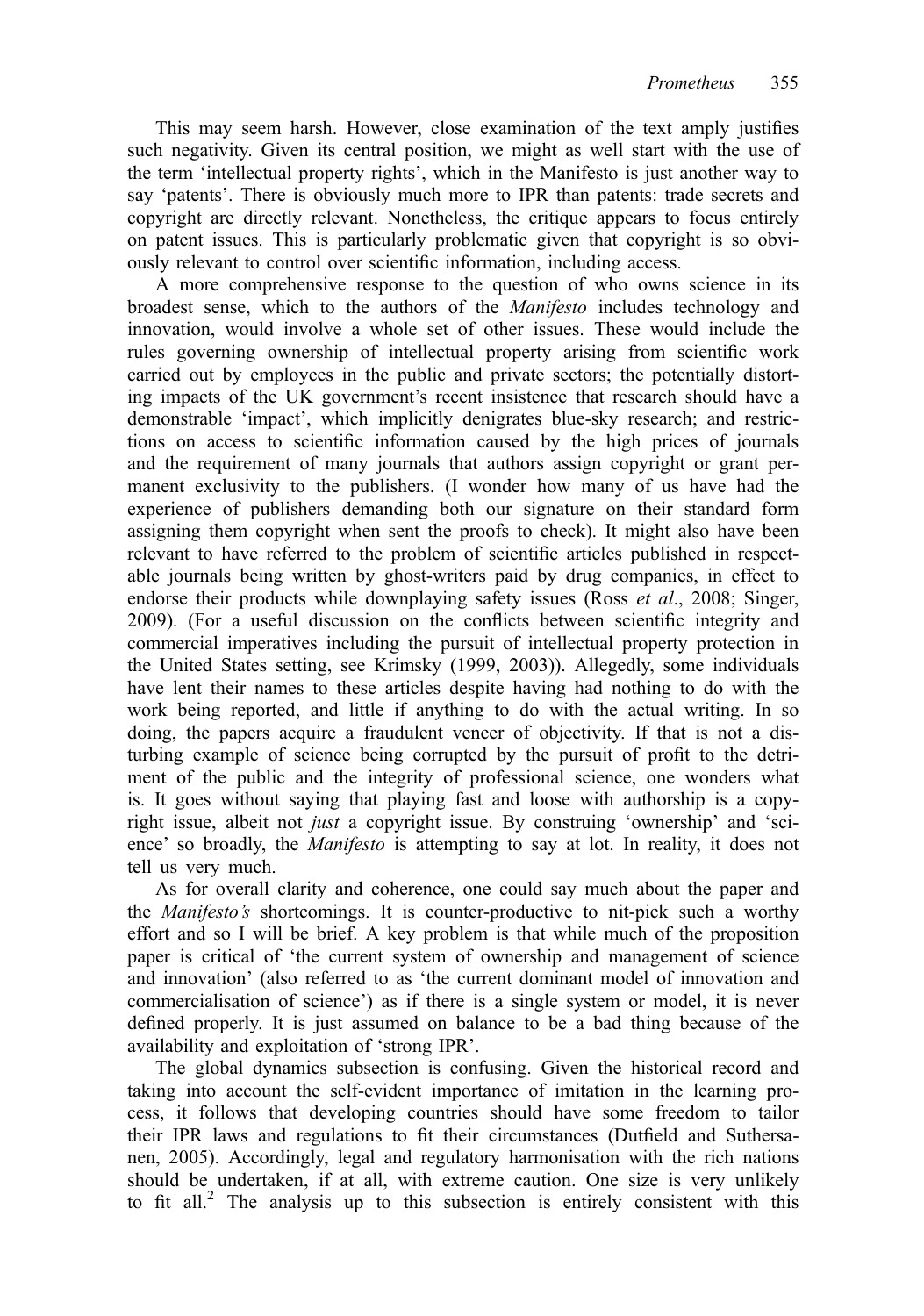This may seem harsh. However, close examination of the text amply justifies such negativity. Given its central position, we might as well start with the use of the term 'intellectual property rights', which in the Manifesto is just another way to say 'patents'. There is obviously much more to IPR than patents: trade secrets and copyright are directly relevant. Nonetheless, the critique appears to focus entirely on patent issues. This is particularly problematic given that copyright is so obviously relevant to control over scientific information, including access.

A more comprehensive response to the question of who owns science in its broadest sense, which to the authors of the *Manifesto* includes technology and innovation, would involve a whole set of other issues. These would include the rules governing ownership of intellectual property arising from scientific work carried out by employees in the public and private sectors; the potentially distorting impacts of the UK government's recent insistence that research should have a demonstrable 'impact', which implicitly denigrates blue-sky research; and restrictions on access to scientific information caused by the high prices of journals and the requirement of many journals that authors assign copyright or grant permanent exclusivity to the publishers. (I wonder how many of us have had the experience of publishers demanding both our signature on their standard form assigning them copyright when sent the proofs to check). It might also have been relevant to have referred to the problem of scientific articles published in respectable journals being written by ghost-writers paid by drug companies, in effect to endorse their products while downplaying safety issues (Ross *et al*., 2008; Singer, 2009). (For a useful discussion on the conflicts between scientific integrity and commercial imperatives including the pursuit of intellectual property protection in the United States setting, see Krimsky (1999, 2003)). Allegedly, some individuals have lent their names to these articles despite having had nothing to do with the work being reported, and little if anything to do with the actual writing. In so doing, the papers acquire a fraudulent veneer of objectivity. If that is not a disturbing example of science being corrupted by the pursuit of profit to the detriment of the public and the integrity of professional science, one wonders what is. It goes without saying that playing fast and loose with authorship is a copyright issue, albeit not *just* a copyright issue. By construing 'ownership' and 'science' so broadly, the *Manifesto* is attempting to say at lot. In reality, it does not tell us very much.

As for overall clarity and coherence, one could say much about the paper and the *Manifesto's* shortcomings. It is counter-productive to nit-pick such a worthy effort and so I will be brief. A key problem is that while much of the proposition paper is critical of 'the current system of ownership and management of science and innovation' (also referred to as 'the current dominant model of innovation and commercialisation of science') as if there is a single system or model, it is never defined properly. It is just assumed on balance to be a bad thing because of the availability and exploitation of 'strong IPR'.

The global dynamics subsection is confusing. Given the historical record and taking into account the self-evident importance of imitation in the learning process, it follows that developing countries should have some freedom to tailor their IPR laws and regulations to fit their circumstances (Dutfield and Suthersanen, 2005). Accordingly, legal and regulatory harmonisation with the rich nations should be undertaken, if at all, with extreme caution. One size is very unlikely to fit all.[2] The analysis up to this subsection is entirely consistent with this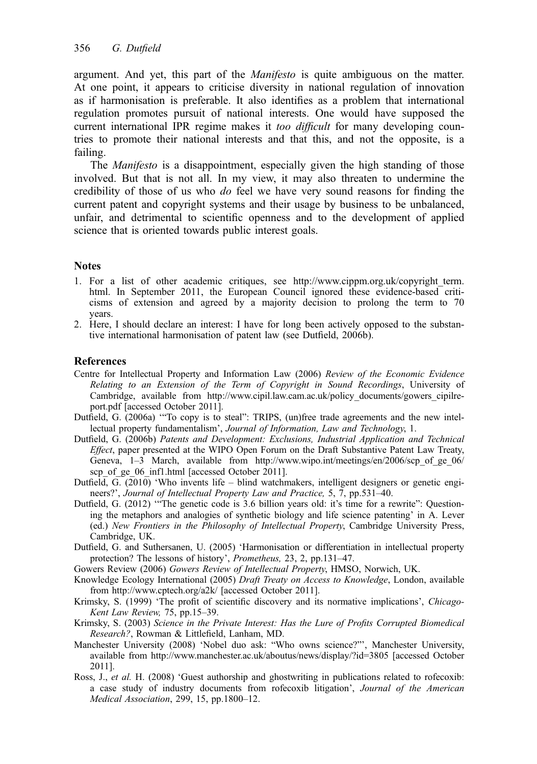argument. And yet, this part of the *Manifesto* is quite ambiguous on the matter. At one point, it appears to criticise diversity in national regulation of innovation as if harmonisation is preferable. It also identifies as a problem that international regulation promotes pursuit of national interests. One would have supposed the current international IPR regime makes it *too difficult* for many developing countries to promote their national interests and that this, and not the opposite, is a failing.

The *Manifesto* is a disappointment, especially given the high standing of those involved. But that is not all. In my view, it may also threaten to undermine the credibility of those of us who *do* feel we have very sound reasons for finding the current patent and copyright systems and their usage by business to be unbalanced, unfair, and detrimental to scientific openness and to the development of applied science that is oriented towards public interest goals.

## Notes

1. For a list of other academic critiques, see http://www.cippm.org.uk/copyright_term.html. In September 2011, the European Council ignored these evidence-based criticisms of extension and agreed by a majority decision to prolong the term to 70 years.
2. Here, I should declare an interest: I have for long been actively opposed to the substantive international harmonisation of patent law (see Dutfield, 2006b).

## References

Centre for Intellectual Property and Information Law (2006) *Review of the Economic Evidence Relating to an Extension of the Term of Copyright in Sound Recordings*, University of Cambridge, available from http://www.cipil.law.cam.ac.uk/policy_documents/gowers_cipilreport.pdf [accessed October 2011].

Dutfield, G. (2006a) '"To copy is to steal": TRIPS, (un)free trade agreements and the new intellectual property fundamentalism', *Journal of Information, Law and Technology*, 1.

Dutfield, G. (2006b) *Patents and Development: Exclusions, Industrial Application and Technical Effect*, paper presented at the WIPO Open Forum on the Draft Substantive Patent Law Treaty, Geneva, 1–3 March, available from http://www.wipo.int/meetings/en/2006/scp_of_ge_06/scp_of_ge_06_inf1.html [accessed October 2011].

Dutfield, G. (2010) 'Who invents life – blind watchmakers, intelligent designers or genetic engineers?', *Journal of Intellectual Property Law and Practice,* 5, 7, pp.531–40.

Dutfield, G. (2012) '"The genetic code is 3.6 billion years old: it's time for a rewrite": Questioning the metaphors and analogies of synthetic biology and life science patenting' in A. Lever (ed.) *New Frontiers in the Philosophy of Intellectual Property*, Cambridge University Press, Cambridge, UK.

Dutfield, G. and Suthersanen, U. (2005) 'Harmonisation or differentiation in intellectual property protection? The lessons of history', *Prometheus,* 23, 2, pp.131–47.

Gowers Review (2006) *Gowers Review of Intellectual Property*, HMSO, Norwich, UK.

Knowledge Ecology International (2005) *Draft Treaty on Access to Knowledge*, London, available from http://www.cptech.org/a2k/ [accessed October 2011].

Krimsky, S. (1999) 'The profit of scientific discovery and its normative implications', *Chicago-Kent Law Review,* 75, pp.15–39.

Krimsky, S. (2003) *Science in the Private Interest: Has the Lure of Profits Corrupted Biomedical Research?*, Rowman & Littlefield, Lanham, MD.

Manchester University (2008) 'Nobel duo ask: "Who owns science?"', Manchester University, available from http://www.manchester.ac.uk/aboutus/news/display/?id=3805 [accessed October 2011].

Ross, J., *et al.* H. (2008) 'Guest authorship and ghostwriting in publications related to rofecoxib: a case study of industry documents from rofecoxib litigation', *Journal of the American Medical Association*, 299, 15, pp.1800–12.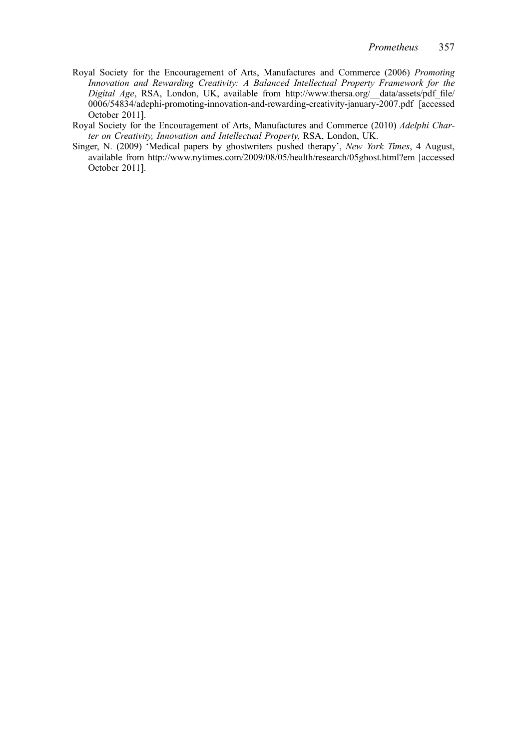Royal Society for the Encouragement of Arts, Manufactures and Commerce (2006) *Promoting Innovation and Rewarding Creativity: A Balanced Intellectual Property Framework for the Digital Age*, RSA, London, UK, available from http://www.thersa.org/__data/assets/pdf_file/0006/54834/adephi-promoting-innovation-and-rewarding-creativity-january-2007.pdf [accessed October 2011].

Royal Society for the Encouragement of Arts, Manufactures and Commerce (2010) *Adelphi Charter on Creativity, Innovation and Intellectual Property*, RSA, London, UK.

Singer, N. (2009) 'Medical papers by ghostwriters pushed therapy', *New York Times*, 4 August, available from http://www.nytimes.com/2009/08/05/health/research/05ghost.html?em [accessed October 2011].